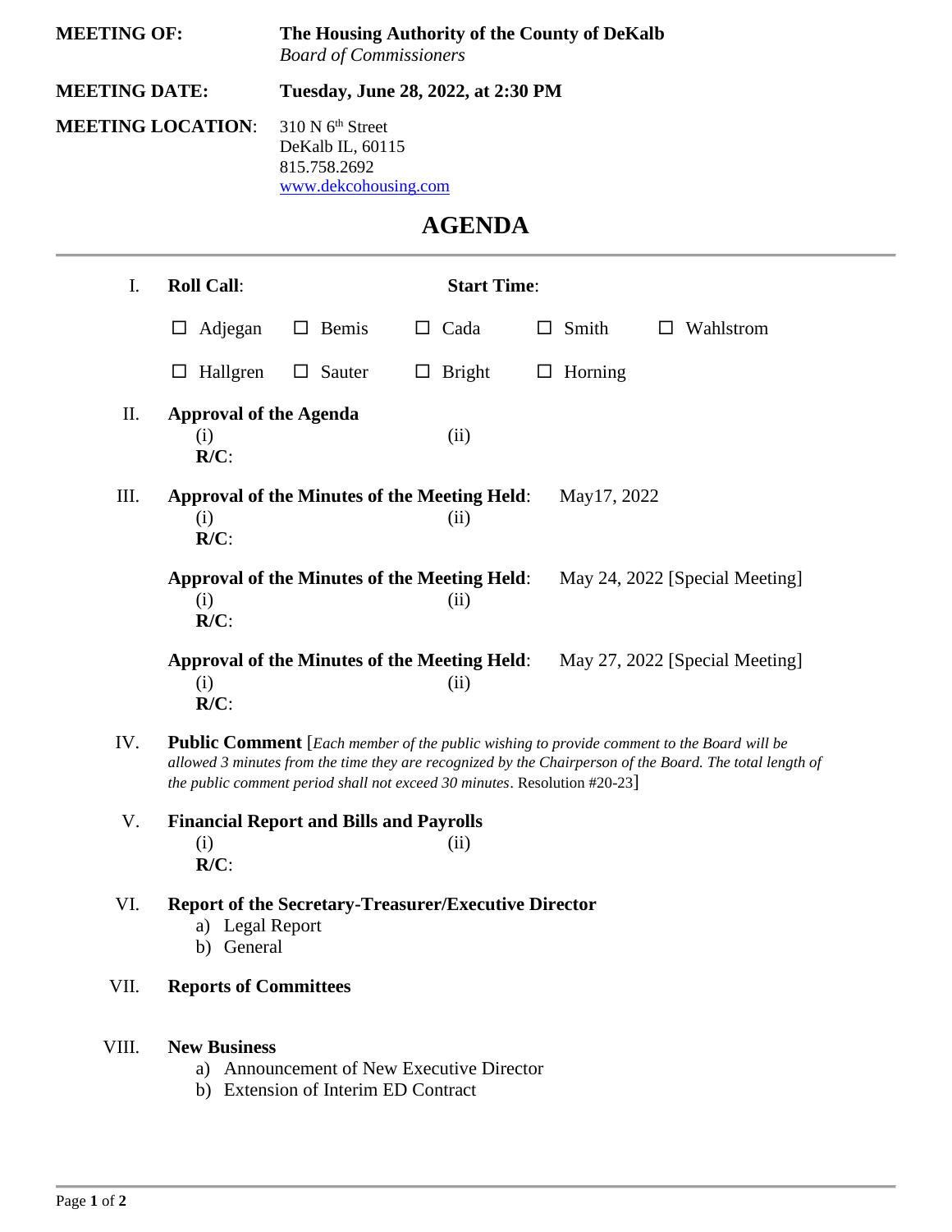**MEETING OF:** **The Housing Authority of the County of DeKalb**
*Board of Commissioners*

**MEETING DATE:** **Tuesday, June 28, 2022, at 2:30 PM**

**MEETING LOCATION**: 310 N 6th Street
DeKalb IL, 60115
815.758.2692
www.dekcohousing.com

# AGENDA

I. **Roll Call**: **Start Time**:

☐ Adjegan ☐ Bemis ☐ Cada ☐ Smith ☐ Wahlstrom

☐ Hallgren ☐ Sauter ☐ Bright ☐ Horning

II. **Approval of the Agenda**
(i) (ii)
**R/C**:

III. **Approval of the Minutes of the Meeting Held**: May17, 2022
(i) (ii)
**R/C**:

**Approval of the Minutes of the Meeting Held**: May 24, 2022 [Special Meeting]
(i) (ii)
**R/C**:

**Approval of the Minutes of the Meeting Held**: May 27, 2022 [Special Meeting]
(i) (ii)
**R/C**:

IV. **Public Comment** [*Each member of the public wishing to provide comment to the Board will be allowed 3 minutes from the time they are recognized by the Chairperson of the Board. The total length of the public comment period shall not exceed 30 minutes*. Resolution #20-23]

V. **Financial Report and Bills and Payrolls**
(i) (ii)
**R/C**:

VI. **Report of the Secretary-Treasurer/Executive Director**
a) Legal Report
b) General

VII. **Reports of Committees**

VIII. **New Business**
a) Announcement of New Executive Director
b) Extension of Interim ED Contract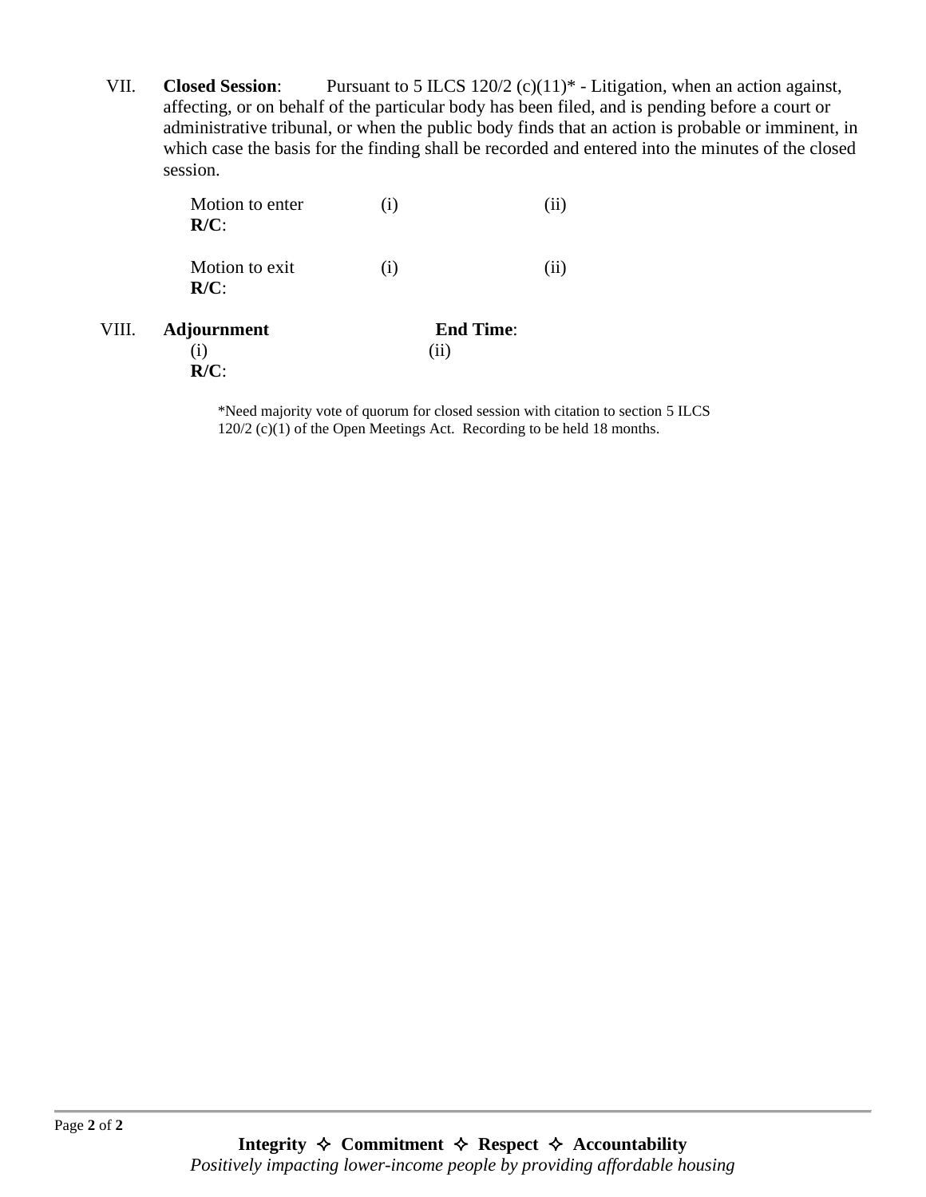VII. **Closed Session**: Pursuant to 5 ILCS 120/2 (c)(11)* - Litigation, when an action against, affecting, or on behalf of the particular body has been filed, and is pending before a court or administrative tribunal, or when the public body finds that an action is probable or imminent, in which case the basis for the finding shall be recorded and entered into the minutes of the closed session.

Motion to enter (i) (ii)
**R/C**:

Motion to exit (i) (ii)
**R/C**:

VIII. **Adjournment** **End Time**:
(i) (ii)
**R/C**:

*Need majority vote of quorum for closed session with citation to section 5 ILCS 120/2 (c)(1) of the Open Meetings Act. Recording to be held 18 months.

**Integrity ✧ Commitment ✧ Respect ✧ Accountability**
*Positively impacting lower-income people by providing affordable housing*